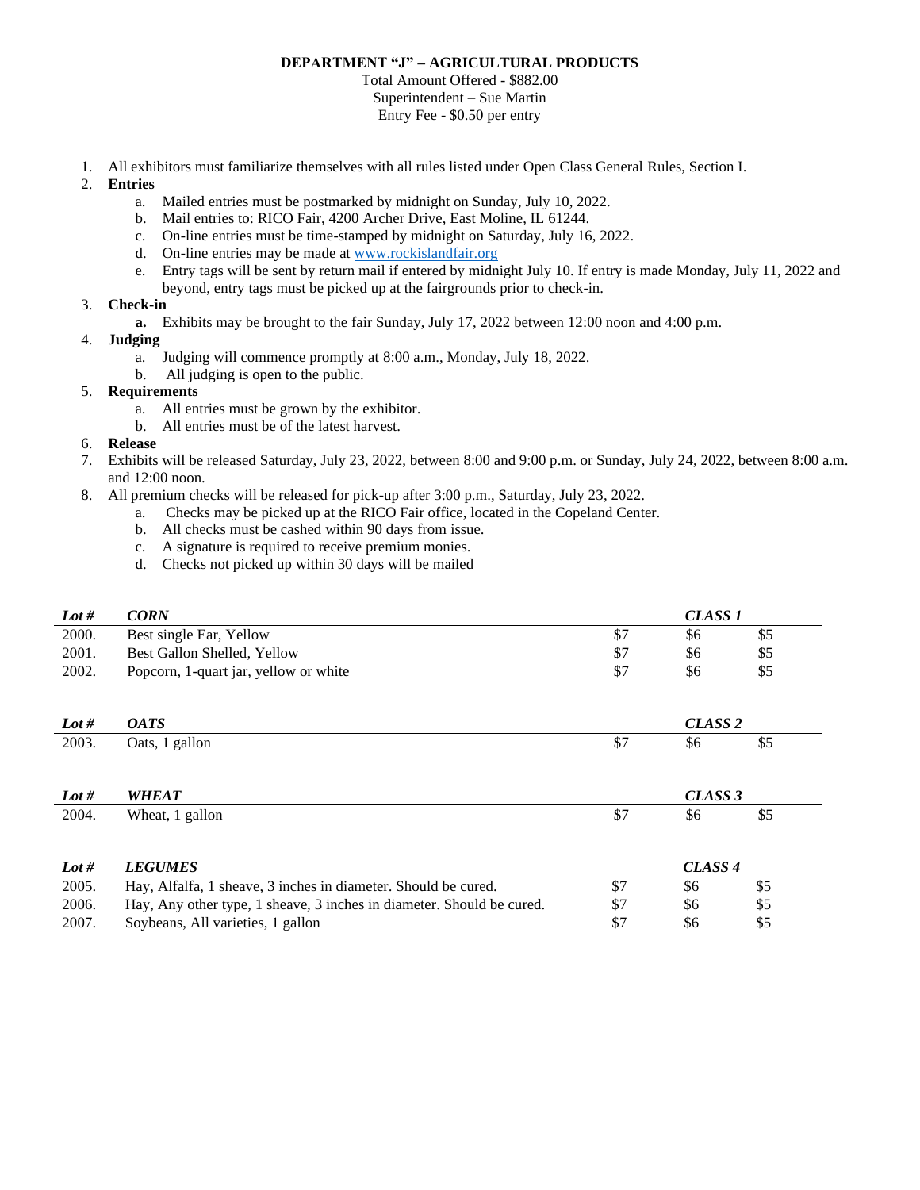**DEPARTMENT "J" – AGRICULTURAL PRODUCTS**

Total Amount Offered - $882.00
Superintendent – Sue Martin
Entry Fee - $0.50 per entry

1. All exhibitors must familiarize themselves with all rules listed under Open Class General Rules, Section I.
2. **Entries**
   a. Mailed entries must be postmarked by midnight on Sunday, July 10, 2022.
   b. Mail entries to: RICO Fair, 4200 Archer Drive, East Moline, IL 61244.
   c. On-line entries must be time-stamped by midnight on Saturday, July 16, 2022.
   d. On-line entries may be made at www.rockislandfair.org
   e. Entry tags will be sent by return mail if entered by midnight July 10. If entry is made Monday, July 11, 2022 and beyond, entry tags must be picked up at the fairgrounds prior to check-in.
3. **Check-in**
   a. Exhibits may be brought to the fair Sunday, July 17, 2022 between 12:00 noon and 4:00 p.m.
4. **Judging**
   a. Judging will commence promptly at 8:00 a.m., Monday, July 18, 2022.
   b. All judging is open to the public.
5. **Requirements**
   a. All entries must be grown by the exhibitor.
   b. All entries must be of the latest harvest.
6. **Release**
7. Exhibits will be released Saturday, July 23, 2022, between 8:00 and 9:00 p.m. or Sunday, July 24, 2022, between 8:00 a.m. and 12:00 noon.
8. All premium checks will be released for pick-up after 3:00 p.m., Saturday, July 23, 2022.
   a. Checks may be picked up at the RICO Fair office, located in the Copeland Center.
   b. All checks must be cashed within 90 days from issue.
   c. A signature is required to receive premium monies.
   d. Checks not picked up within 30 days will be mailed

| ***Lot #*** | ***CORN*** | | ***CLASS 1*** | |
|---|---|---|---|---|
| 2000. | Best single Ear, Yellow | $7 | $6 | $5 |
| 2001. | Best Gallon Shelled, Yellow | $7 | $6 | $5 |
| 2002. | Popcorn, 1-quart jar, yellow or white | $7 | $6 | $5 |

| ***Lot #*** | ***OATS*** | | ***CLASS 2*** | |
|---|---|---|---|---|
| 2003. | Oats, 1 gallon | $7 | $6 | $5 |

| ***Lot #*** | ***WHEAT*** | | ***CLASS 3*** | |
|---|---|---|---|---|
| 2004. | Wheat, 1 gallon | $7 | $6 | $5 |

| ***Lot #*** | ***LEGUMES*** | | ***CLASS 4*** | |
|---|---|---|---|---|
| 2005. | Hay, Alfalfa, 1 sheave, 3 inches in diameter. Should be cured. | $7 | $6 | $5 |
| 2006. | Hay, Any other type, 1 sheave, 3 inches in diameter. Should be cured. | $7 | $6 | $5 |
| 2007. | Soybeans, All varieties, 1 gallon | $7 | $6 | $5 |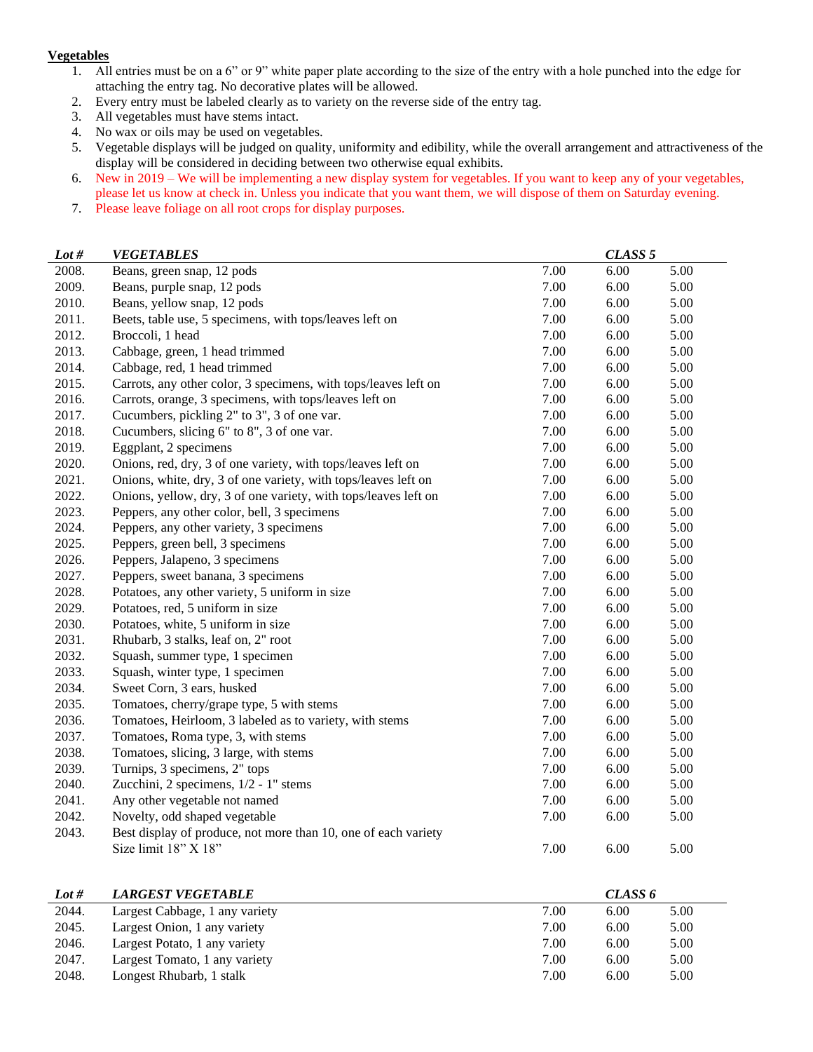**Vegetables**

1. All entries must be on a 6" or 9" white paper plate according to the size of the entry with a hole punched into the edge for attaching the entry tag. No decorative plates will be allowed.
2. Every entry must be labeled clearly as to variety on the reverse side of the entry tag.
3. All vegetables must have stems intact.
4. No wax or oils may be used on vegetables.
5. Vegetable displays will be judged on quality, uniformity and edibility, while the overall arrangement and attractiveness of the display will be considered in deciding between two otherwise equal exhibits.
6. New in 2019 – We will be implementing a new display system for vegetables. If you want to keep any of your vegetables, please let us know at check in. Unless you indicate that you want them, we will dispose of them on Saturday evening.
7. Please leave foliage on all root crops for display purposes.

| *Lot #* | *VEGETABLES* | | *CLASS 5* | |
|---|---|---|---|---|
| 2008. | Beans, green snap, 12 pods | 7.00 | 6.00 | 5.00 |
| 2009. | Beans, purple snap, 12 pods | 7.00 | 6.00 | 5.00 |
| 2010. | Beans, yellow snap, 12 pods | 7.00 | 6.00 | 5.00 |
| 2011. | Beets, table use, 5 specimens, with tops/leaves left on | 7.00 | 6.00 | 5.00 |
| 2012. | Broccoli, 1 head | 7.00 | 6.00 | 5.00 |
| 2013. | Cabbage, green, 1 head trimmed | 7.00 | 6.00 | 5.00 |
| 2014. | Cabbage, red, 1 head trimmed | 7.00 | 6.00 | 5.00 |
| 2015. | Carrots, any other color, 3 specimens, with tops/leaves left on | 7.00 | 6.00 | 5.00 |
| 2016. | Carrots, orange, 3 specimens, with tops/leaves left on | 7.00 | 6.00 | 5.00 |
| 2017. | Cucumbers, pickling 2" to 3", 3 of one var. | 7.00 | 6.00 | 5.00 |
| 2018. | Cucumbers, slicing 6" to 8", 3 of one var. | 7.00 | 6.00 | 5.00 |
| 2019. | Eggplant, 2 specimens | 7.00 | 6.00 | 5.00 |
| 2020. | Onions, red, dry, 3 of one variety, with tops/leaves left on | 7.00 | 6.00 | 5.00 |
| 2021. | Onions, white, dry, 3 of one variety, with tops/leaves left on | 7.00 | 6.00 | 5.00 |
| 2022. | Onions, yellow, dry, 3 of one variety, with tops/leaves left on | 7.00 | 6.00 | 5.00 |
| 2023. | Peppers, any other color, bell, 3 specimens | 7.00 | 6.00 | 5.00 |
| 2024. | Peppers, any other variety, 3 specimens | 7.00 | 6.00 | 5.00 |
| 2025. | Peppers, green bell, 3 specimens | 7.00 | 6.00 | 5.00 |
| 2026. | Peppers, Jalapeno, 3 specimens | 7.00 | 6.00 | 5.00 |
| 2027. | Peppers, sweet banana, 3 specimens | 7.00 | 6.00 | 5.00 |
| 2028. | Potatoes, any other variety, 5 uniform in size | 7.00 | 6.00 | 5.00 |
| 2029. | Potatoes, red, 5 uniform in size | 7.00 | 6.00 | 5.00 |
| 2030. | Potatoes, white, 5 uniform in size | 7.00 | 6.00 | 5.00 |
| 2031. | Rhubarb, 3 stalks, leaf on, 2" root | 7.00 | 6.00 | 5.00 |
| 2032. | Squash, summer type, 1 specimen | 7.00 | 6.00 | 5.00 |
| 2033. | Squash, winter type, 1 specimen | 7.00 | 6.00 | 5.00 |
| 2034. | Sweet Corn, 3 ears, husked | 7.00 | 6.00 | 5.00 |
| 2035. | Tomatoes, cherry/grape type, 5 with stems | 7.00 | 6.00 | 5.00 |
| 2036. | Tomatoes, Heirloom, 3 labeled as to variety, with stems | 7.00 | 6.00 | 5.00 |
| 2037. | Tomatoes, Roma type, 3, with stems | 7.00 | 6.00 | 5.00 |
| 2038. | Tomatoes, slicing, 3 large, with stems | 7.00 | 6.00 | 5.00 |
| 2039. | Turnips, 3 specimens, 2" tops | 7.00 | 6.00 | 5.00 |
| 2040. | Zucchini, 2 specimens, 1/2 - 1" stems | 7.00 | 6.00 | 5.00 |
| 2041. | Any other vegetable not named | 7.00 | 6.00 | 5.00 |
| 2042. | Novelty, odd shaped vegetable | 7.00 | 6.00 | 5.00 |
| 2043. | Best display of produce, not more than 10, one of each variety Size limit 18" X 18" | 7.00 | 6.00 | 5.00 |

| *Lot #* | *LARGEST VEGETABLE* | | *CLASS 6* | |
|---|---|---|---|---|
| 2044. | Largest Cabbage, 1 any variety | 7.00 | 6.00 | 5.00 |
| 2045. | Largest Onion, 1 any variety | 7.00 | 6.00 | 5.00 |
| 2046. | Largest Potato, 1 any variety | 7.00 | 6.00 | 5.00 |
| 2047. | Largest Tomato, 1 any variety | 7.00 | 6.00 | 5.00 |
| 2048. | Longest Rhubarb, 1 stalk | 7.00 | 6.00 | 5.00 |